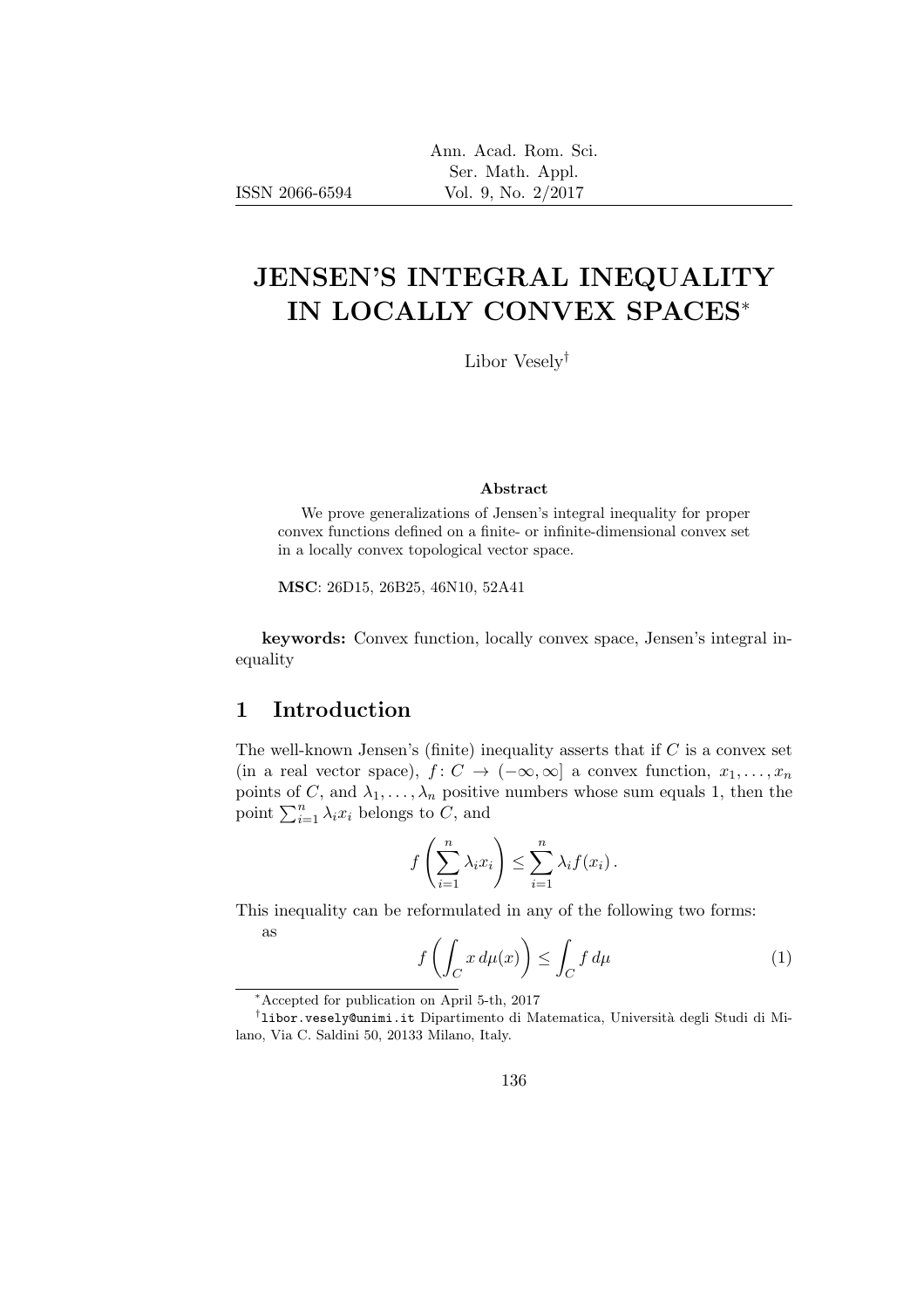# JENSEN'S INTEGRAL INEQUALITY IN LOCALLY CONVEX SPACES*

Libor Vesely†

**Abstract**

We prove generalizations of Jensen's integral inequality for proper convex functions defined on a finite- or infinite-dimensional convex set in a locally convex topological vector space.

**MSC**: 26D15, 26B25, 46N10, 52A41

**keywords:** Convex function, locally convex space, Jensen's integral inequality

## 1 Introduction

The well-known Jensen's (finite) inequality asserts that if $C$ is a convex set (in a real vector space), $f\colon C \to (-\infty, \infty]$ a convex function, $x_1, \ldots, x_n$ points of $C$, and $\lambda_1, \ldots, \lambda_n$ positive numbers whose sum equals 1, then the point $\sum_{i=1}^n \lambda_i x_i$ belongs to $C$, and

$$f\left(\sum_{i=1}^n \lambda_i x_i\right) \leq \sum_{i=1}^n \lambda_i f(x_i)\,.$$

This inequality can be reformulated in any of the following two forms:

as

$$f\left(\int_C x\, d\mu(x)\right) \leq \int_C f\, d\mu \tag{1}$$

---

*Accepted for publication on April 5-th, 2017

†libor.vesely@unimi.it Dipartimento di Matematica, Università degli Studi di Milano, Via C. Saldini 50, 20133 Milano, Italy.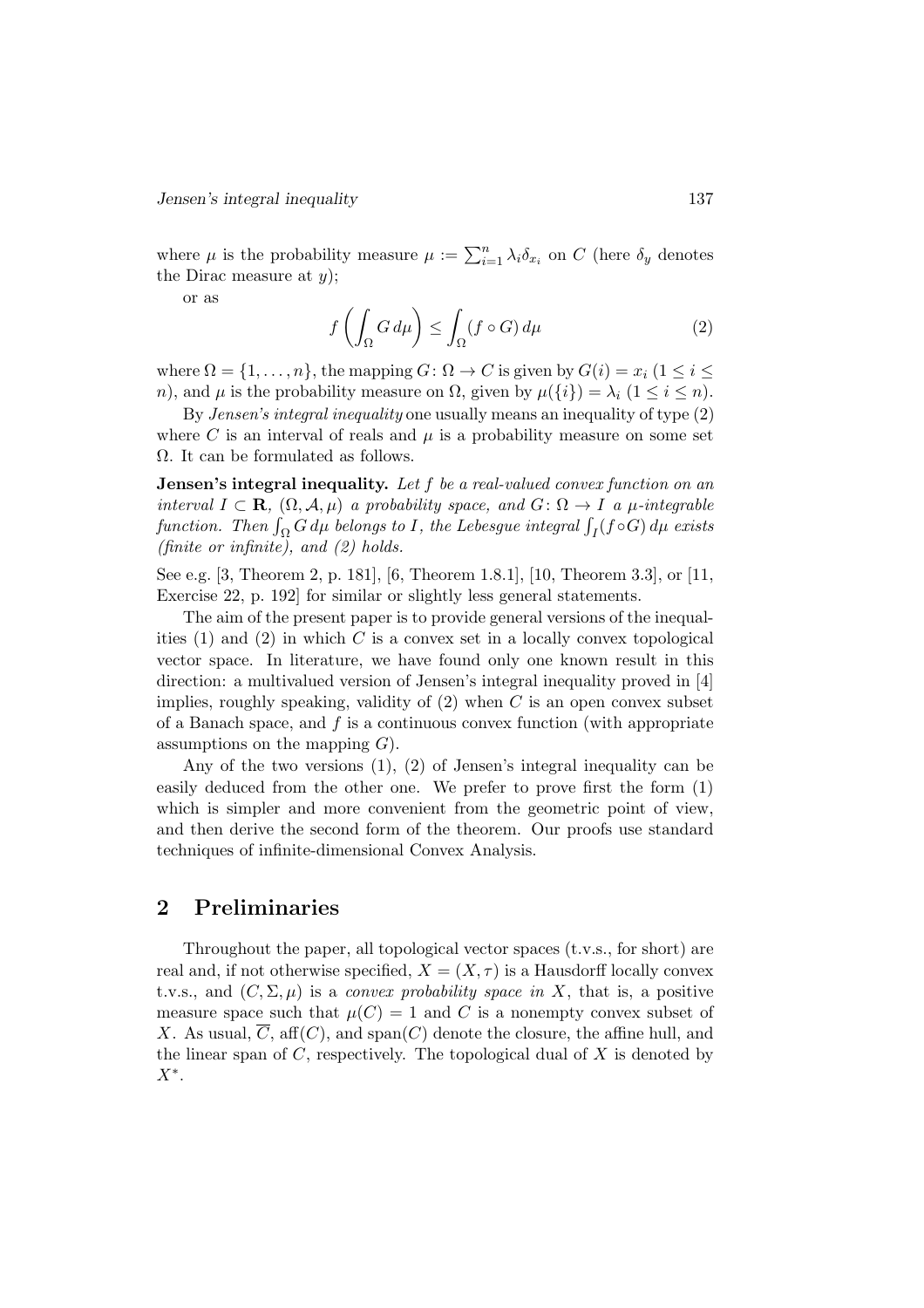where $\mu$ is the probability measure $\mu := \sum_{i=1}^n \lambda_i \delta_{x_i}$ on $C$ (here $\delta_y$ denotes the Dirac measure at $y$);

or as

$$f\left(\int_\Omega G\,d\mu\right) \le \int_\Omega (f \circ G)\,d\mu \tag{2}$$

where $\Omega = \{1, \dots, n\}$, the mapping $G\colon \Omega \to C$ is given by $G(i) = x_i$ ($1 \le i \le n$), and $\mu$ is the probability measure on $\Omega$, given by $\mu(\{i\}) = \lambda_i$ ($1 \le i \le n$).

By *Jensen's integral inequality* one usually means an inequality of type (2) where $C$ is an interval of reals and $\mu$ is a probability measure on some set $\Omega$. It can be formulated as follows.

**Jensen's integral inequality.** *Let $f$ be a real-valued convex function on an interval $I \subset \mathbf{R}$, $(\Omega, \mathcal{A}, \mu)$ a probability space, and $G\colon \Omega \to I$ a $\mu$-integrable function. Then $\int_\Omega G\,d\mu$ belongs to $I$, the Lebesgue integral $\int_I (f \circ G)\,d\mu$ exists (finite or infinite), and (2) holds.*

See e.g. [3, Theorem 2, p. 181], [6, Theorem 1.8.1], [10, Theorem 3.3], or [11, Exercise 22, p. 192] for similar or slightly less general statements.

The aim of the present paper is to provide general versions of the inequalities (1) and (2) in which $C$ is a convex set in a locally convex topological vector space. In literature, we have found only one known result in this direction: a multivalued version of Jensen's integral inequality proved in [4] implies, roughly speaking, validity of (2) when $C$ is an open convex subset of a Banach space, and $f$ is a continuous convex function (with appropriate assumptions on the mapping $G$).

Any of the two versions (1), (2) of Jensen's integral inequality can be easily deduced from the other one. We prefer to prove first the form (1) which is simpler and more convenient from the geometric point of view, and then derive the second form of the theorem. Our proofs use standard techniques of infinite-dimensional Convex Analysis.

## 2 Preliminaries

Throughout the paper, all topological vector spaces (t.v.s., for short) are real and, if not otherwise specified, $X = (X, \tau)$ is a Hausdorff locally convex t.v.s., and $(C, \Sigma, \mu)$ is a *convex probability space in* $X$, that is, a positive measure space such that $\mu(C) = 1$ and $C$ is a nonempty convex subset of $X$. As usual, $\overline{C}$, $\operatorname{aff}(C)$, and $\operatorname{span}(C)$ denote the closure, the affine hull, and the linear span of $C$, respectively. The topological dual of $X$ is denoted by $X^*$.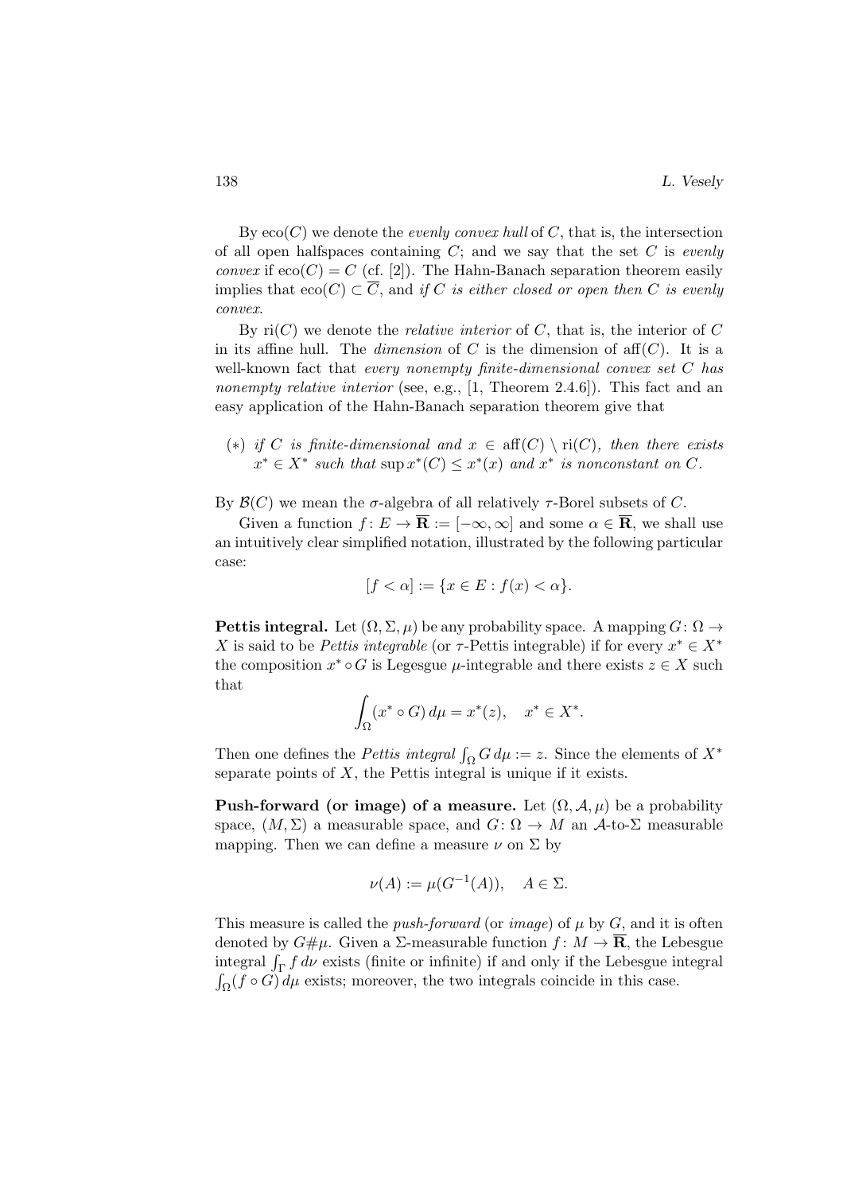By $\operatorname{eco}(C)$ we denote the *evenly convex hull* of $C$, that is, the intersection of all open halfspaces containing $C$; and we say that the set $C$ is *evenly convex* if $\operatorname{eco}(C) = C$ (cf. [2]). The Hahn-Banach separation theorem easily implies that $\operatorname{eco}(C) \subset \overline{C}$, and *if $C$ is either closed or open then $C$ is evenly convex*.

By $\operatorname{ri}(C)$ we denote the *relative interior* of $C$, that is, the interior of $C$ in its affine hull. The *dimension* of $C$ is the dimension of $\operatorname{aff}(C)$. It is a well-known fact that *every nonempty finite-dimensional convex set $C$ has nonempty relative interior* (see, e.g., [1, Theorem 2.4.6]). This fact and an easy application of the Hahn-Banach separation theorem give that

($*$) *if $C$ is finite-dimensional and $x \in \operatorname{aff}(C) \setminus \operatorname{ri}(C)$, then there exists $x^* \in X^*$ such that $\sup x^*(C) \leq x^*(x)$ and $x^*$ is nonconstant on $C$.*

By $\mathcal{B}(C)$ we mean the $\sigma$-algebra of all relatively $\tau$-Borel subsets of $C$.

Given a function $f\colon E \to \overline{\mathbf{R}} := [-\infty, \infty]$ and some $\alpha \in \overline{\mathbf{R}}$, we shall use an intuitively clear simplified notation, illustrated by the following particular case:

$$[f < \alpha] := \{x \in E : f(x) < \alpha\}.$$

**Pettis integral.** Let $(\Omega, \Sigma, \mu)$ be any probability space. A mapping $G\colon \Omega \to X$ is said to be *Pettis integrable* (or $\tau$-Pettis integrable) if for every $x^* \in X^*$ the composition $x^* \circ G$ is Legesgue $\mu$-integrable and there exists $z \in X$ such that

$$\int_\Omega (x^* \circ G)\, d\mu = x^*(z), \quad x^* \in X^*.$$

Then one defines the *Pettis integral* $\int_\Omega G\, d\mu := z$. Since the elements of $X^*$ separate points of $X$, the Pettis integral is unique if it exists.

**Push-forward (or image) of a measure.** Let $(\Omega, \mathcal{A}, \mu)$ be a probability space, $(M, \Sigma)$ a measurable space, and $G\colon \Omega \to M$ an $\mathcal{A}$-to-$\Sigma$ measurable mapping. Then we can define a measure $\nu$ on $\Sigma$ by

$$\nu(A) := \mu(G^{-1}(A)), \quad A \in \Sigma.$$

This measure is called the *push-forward* (or *image*) of $\mu$ by $G$, and it is often denoted by $G\#\mu$. Given a $\Sigma$-measurable function $f\colon M \to \overline{\mathbf{R}}$, the Lebesgue integral $\int_\Gamma f\, d\nu$ exists (finite or infinite) if and only if the Lebesgue integral $\int_\Omega (f \circ G)\, d\mu$ exists; moreover, the two integrals coincide in this case.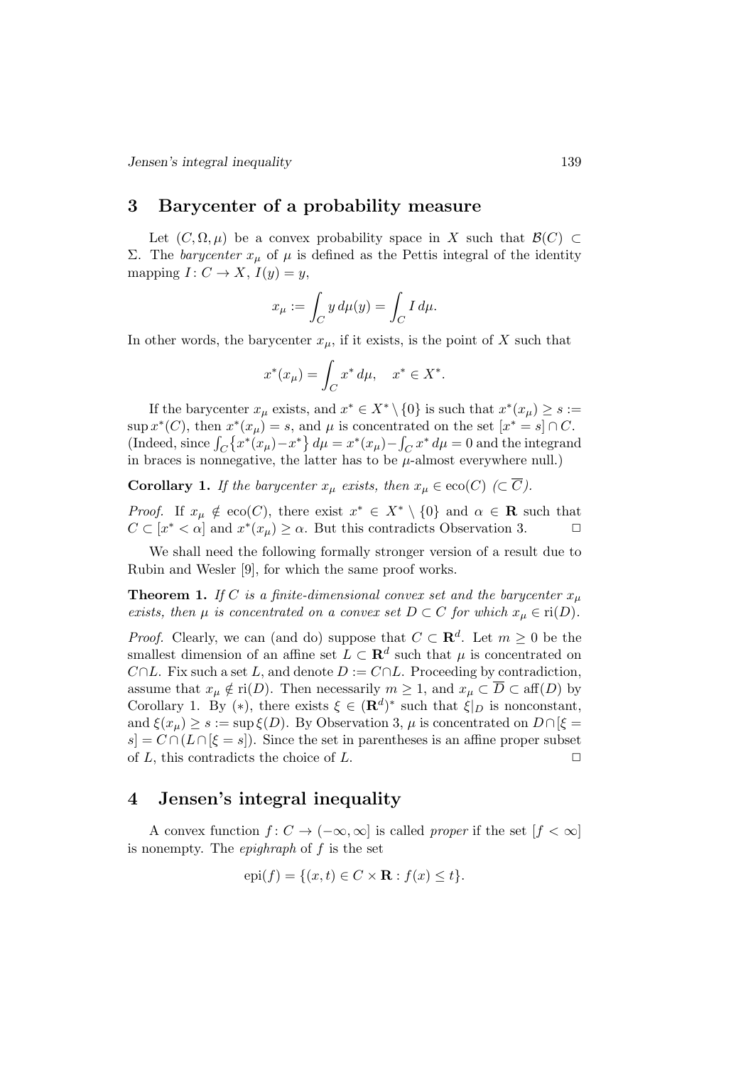## 3 Barycenter of a probability measure

Let $(C, \Omega, \mu)$ be a convex probability space in $X$ such that $\mathcal{B}(C) \subset \Sigma$. The *barycenter* $x_\mu$ of $\mu$ is defined as the Pettis integral of the identity mapping $I \colon C \to X$, $I(y) = y$,

$$x_\mu := \int_C y \, d\mu(y) = \int_C I \, d\mu.$$

In other words, the barycenter $x_\mu$, if it exists, is the point of $X$ such that

$$x^*(x_\mu) = \int_C x^* \, d\mu, \quad x^* \in X^*.$$

If the barycenter $x_\mu$ exists, and $x^* \in X^* \setminus \{0\}$ is such that $x^*(x_\mu) \geq s := \sup x^*(C)$, then $x^*(x_\mu) = s$, and $\mu$ is concentrated on the set $[x^* = s] \cap C$. (Indeed, since $\int_C \{x^*(x_\mu) - x^*\} \, d\mu = x^*(x_\mu) - \int_C x^* \, d\mu = 0$ and the integrand in braces is nonnegative, the latter has to be $\mu$-almost everywhere null.)

**Corollary 1.** *If the barycenter $x_\mu$ exists, then $x_\mu \in \mathrm{eco}(C)$ ($\subset \overline{C}$).*

*Proof.* If $x_\mu \notin \mathrm{eco}(C)$, there exist $x^* \in X^* \setminus \{0\}$ and $\alpha \in \mathbf{R}$ such that $C \subset [x^* < \alpha]$ and $x^*(x_\mu) \geq \alpha$. But this contradicts Observation 3. $\square$

We shall need the following formally stronger version of a result due to Rubin and Wesler [9], for which the same proof works.

**Theorem 1.** *If $C$ is a finite-dimensional convex set and the barycenter $x_\mu$ exists, then $\mu$ is concentrated on a convex set $D \subset C$ for which $x_\mu \in \mathrm{ri}(D)$.*

*Proof.* Clearly, we can (and do) suppose that $C \subset \mathbf{R}^d$. Let $m \geq 0$ be the smallest dimension of an affine set $L \subset \mathbf{R}^d$ such that $\mu$ is concentrated on $C \cap L$. Fix such a set $L$, and denote $D := C \cap L$. Proceeding by contradiction, assume that $x_\mu \notin \mathrm{ri}(D)$. Then necessarily $m \geq 1$, and $x_\mu \subset \overline{D} \subset \mathrm{aff}(D)$ by Corollary 1. By $(*)$, there exists $\xi \in (\mathbf{R}^d)^*$ such that $\xi|_D$ is nonconstant, and $\xi(x_\mu) \geq s := \sup \xi(D)$. By Observation 3, $\mu$ is concentrated on $D \cap [\xi = s] = C \cap (L \cap [\xi = s])$. Since the set in parentheses is an affine proper subset of $L$, this contradicts the choice of $L$. $\square$

## 4 Jensen's integral inequality

A convex function $f \colon C \to (-\infty, \infty]$ is called *proper* if the set $[f < \infty]$ is nonempty. The *epighraph* of $f$ is the set

$$\mathrm{epi}(f) = \{(x, t) \in C \times \mathbf{R} : f(x) \leq t\}.$$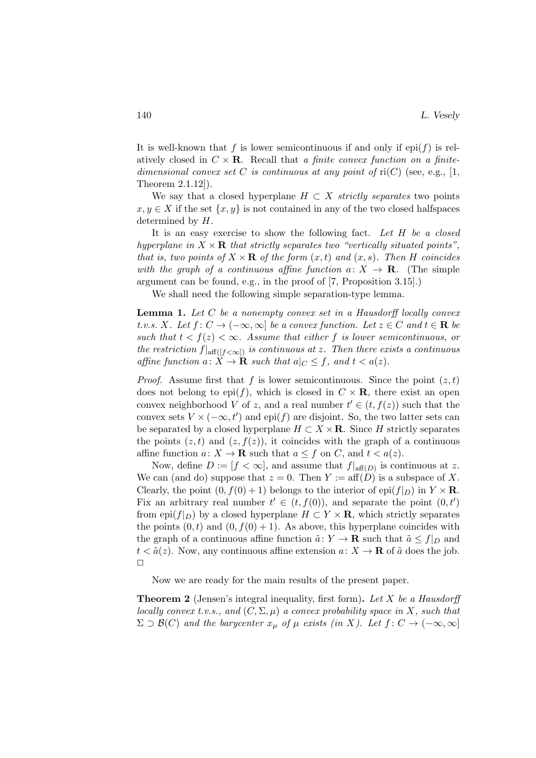It is well-known that $f$ is lower semicontinuous if and only if $\operatorname{epi}(f)$ is relatively closed in $C \times \mathbf{R}$. Recall that *a finite convex function on a finite-dimensional convex set $C$ is continuous at any point of* $\operatorname{ri}(C)$ (see, e.g., [1, Theorem 2.1.12]).

We say that a closed hyperplane $H \subset X$ *strictly separates* two points $x, y \in X$ if the set $\{x, y\}$ is not contained in any of the two closed halfspaces determined by $H$.

It is an easy exercise to show the following fact. *Let $H$ be a closed hyperplane in $X \times \mathbf{R}$ that strictly separates two "vertically situated points", that is, two points of $X \times \mathbf{R}$ of the form $(x, t)$ and $(x, s)$. Then $H$ coincides with the graph of a continuous affine function $a \colon X \to \mathbf{R}$.* (The simple argument can be found, e.g., in the proof of [7, Proposition 3.15].)

We shall need the following simple separation-type lemma.

**Lemma 1.** *Let $C$ be a nonempty convex set in a Hausdorff locally convex t.v.s. $X$. Let $f \colon C \to (-\infty, \infty]$ be a convex function. Let $z \in C$ and $t \in \mathbf{R}$ be such that $t < f(z) < \infty$. Assume that either $f$ is lower semicontinuous, or the restriction $f|_{\operatorname{aff}([f<\infty])}$ is continuous at $z$. Then there exists a continuous affine function $a \colon X \to \mathbf{R}$ such that $a|_C \le f$, and $t < a(z)$.*

*Proof.* Assume first that $f$ is lower semicontinuous. Since the point $(z, t)$ does not belong to $\operatorname{epi}(f)$, which is closed in $C \times \mathbf{R}$, there exist an open convex neighborhood $V$ of $z$, and a real number $t' \in (t, f(z))$ such that the convex sets $V \times (-\infty, t')$ and $\operatorname{epi}(f)$ are disjoint. So, the two latter sets can be separated by a closed hyperplane $H \subset X \times \mathbf{R}$. Since $H$ strictly separates the points $(z, t)$ and $(z, f(z))$, it coincides with the graph of a continuous affine function $a \colon X \to \mathbf{R}$ such that $a \le f$ on $C$, and $t < a(z)$.

Now, define $D := [f < \infty]$, and assume that $f|_{\operatorname{aff}(D)}$ is continuous at $z$. We can (and do) suppose that $z = 0$. Then $Y := \operatorname{aff}(D)$ is a subspace of $X$. Clearly, the point $(0, f(0) + 1)$ belongs to the interior of $\operatorname{epi}(f|_D)$ in $Y \times \mathbf{R}$. Fix an arbitrary real number $t' \in (t, f(0))$, and separate the point $(0, t')$ from $\operatorname{epi}(f|_D)$ by a closed hyperplane $H \subset Y \times \mathbf{R}$, which strictly separates the points $(0, t)$ and $(0, f(0) + 1)$. As above, this hyperplane coincides with the graph of a continuous affine function $\tilde{a} \colon Y \to \mathbf{R}$ such that $\tilde{a} \le f|_D$ and $t < \tilde{a}(z)$. Now, any continuous affine extension $a \colon X \to \mathbf{R}$ of $\tilde{a}$ does the job. $\square$

Now we are ready for the main results of the present paper.

**Theorem 2** (Jensen's integral inequality, first form)**.** *Let $X$ be a Hausdorff locally convex t.v.s., and $(C, \Sigma, \mu)$ a convex probability space in $X$, such that $\Sigma \supset \mathcal{B}(C)$ and the barycenter $x_\mu$ of $\mu$ exists (in $X$). Let $f \colon C \to (-\infty, \infty]$*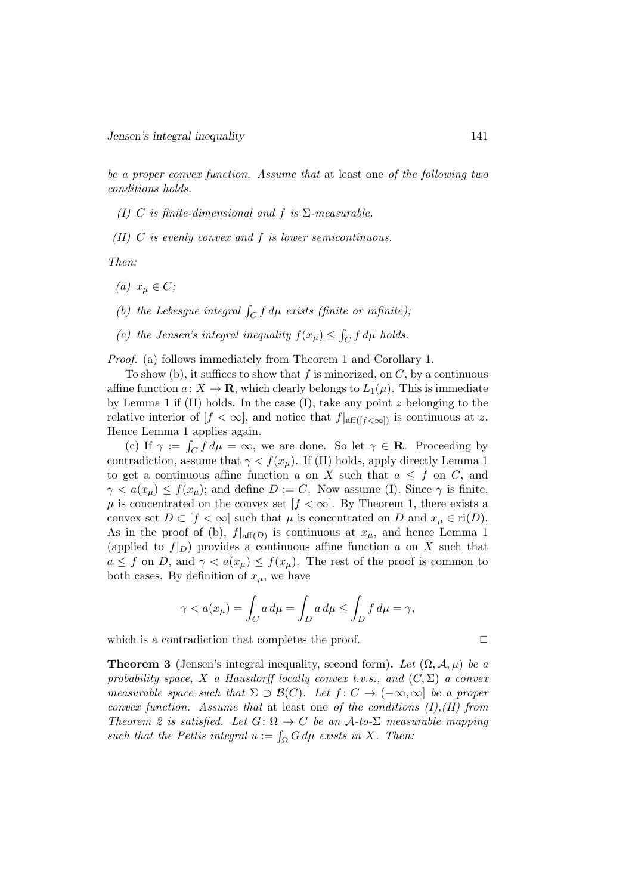*be a proper convex function. Assume that* at least one *of the following two conditions holds.*

*(I) $C$ is finite-dimensional and $f$ is $\Sigma$-measurable.*

*(II) $C$ is evenly convex and $f$ is lower semicontinuous.*

*Then:*

*(a) $x_\mu \in C$;*

*(b) the Lebesgue integral $\int_C f\, d\mu$ exists (finite or infinite);*

*(c) the Jensen's integral inequality $f(x_\mu) \le \int_C f\, d\mu$ holds.*

*Proof.* (a) follows immediately from Theorem 1 and Corollary 1.

To show (b), it suffices to show that $f$ is minorized, on $C$, by a continuous affine function $a\colon X \to \mathbf{R}$, which clearly belongs to $L_1(\mu)$. This is immediate by Lemma 1 if (II) holds. In the case (I), take any point $z$ belonging to the relative interior of $[f < \infty]$, and notice that $f|_{\mathrm{aff}([f<\infty])}$ is continuous at $z$. Hence Lemma 1 applies again.

(c) If $\gamma := \int_C f\, d\mu = \infty$, we are done. So let $\gamma \in \mathbf{R}$. Proceeding by contradiction, assume that $\gamma < f(x_\mu)$. If (II) holds, apply directly Lemma 1 to get a continuous affine function $a$ on $X$ such that $a \le f$ on $C$, and $\gamma < a(x_\mu) \le f(x_\mu)$; and define $D := C$. Now assume (I). Since $\gamma$ is finite, $\mu$ is concentrated on the convex set $[f < \infty]$. By Theorem 1, there exists a convex set $D \subset [f < \infty]$ such that $\mu$ is concentrated on $D$ and $x_\mu \in \mathrm{ri}(D)$. As in the proof of (b), $f|_{\mathrm{aff}(D)}$ is continuous at $x_\mu$, and hence Lemma 1 (applied to $f|_D$) provides a continuous affine function $a$ on $X$ such that $a \le f$ on $D$, and $\gamma < a(x_\mu) \le f(x_\mu)$. The rest of the proof is common to both cases. By definition of $x_\mu$, we have

$$\gamma < a(x_\mu) = \int_C a\, d\mu = \int_D a\, d\mu \le \int_D f\, d\mu = \gamma,$$

which is a contradiction that completes the proof. □

**Theorem 3** (Jensen's integral inequality, second form)**.** *Let $(\Omega, \mathcal{A}, \mu)$ be a probability space, $X$ a Hausdorff locally convex t.v.s., and $(C, \Sigma)$ a convex measurable space such that $\Sigma \supset \mathcal{B}(C)$. Let $f\colon C \to (-\infty, \infty]$ be a proper convex function. Assume that* at least one *of the conditions (I),(II) from Theorem 2 is satisfied. Let $G\colon \Omega \to C$ be an $\mathcal{A}$-to-$\Sigma$ measurable mapping such that the Pettis integral $u := \int_\Omega G\, d\mu$ exists in $X$. Then:*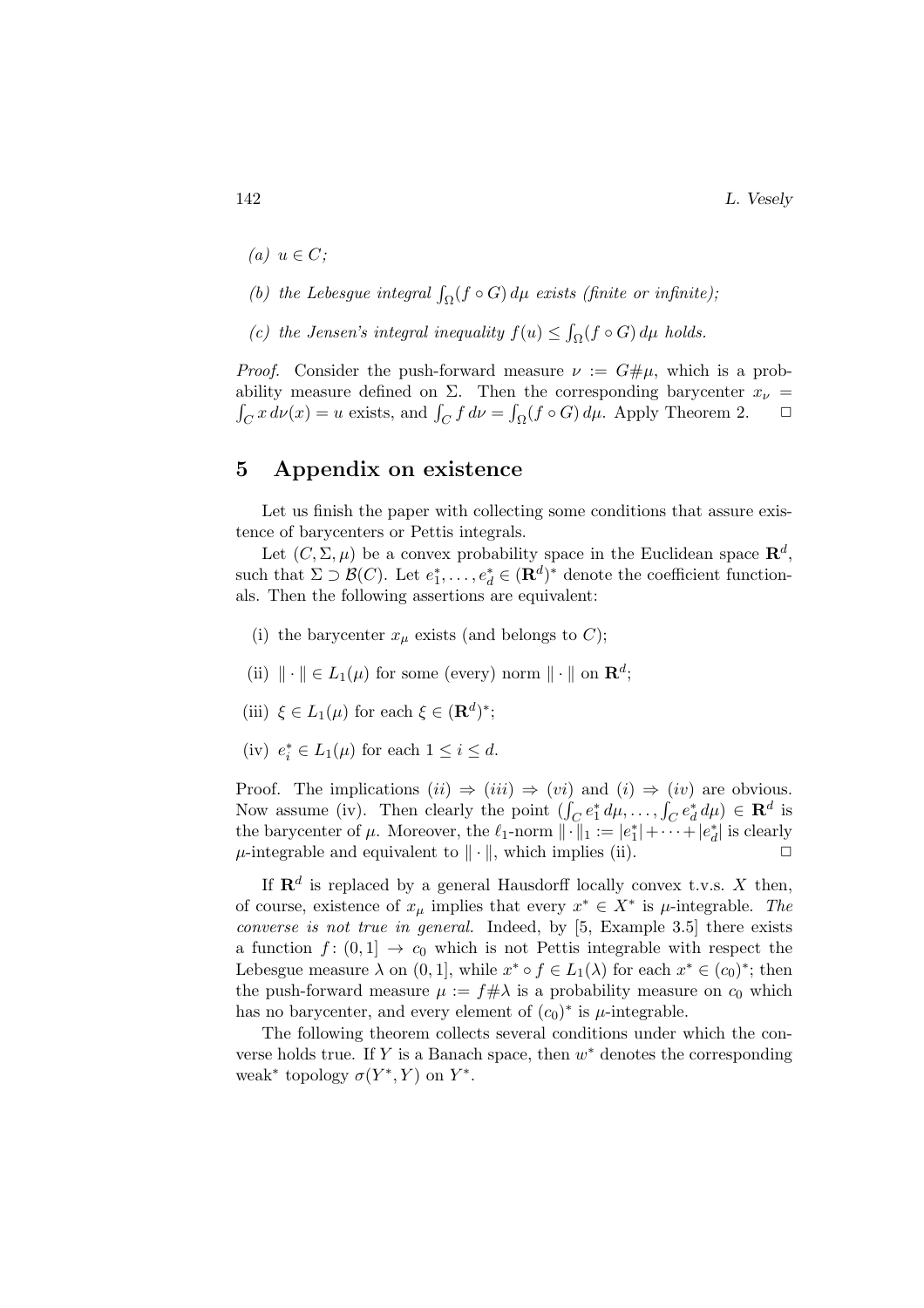(a) $u \in C$;

(b) *the Lebesgue integral* $\int_\Omega (f \circ G)\, d\mu$ *exists (finite or infinite);*

(c) *the Jensen's integral inequality* $f(u) \le \int_\Omega (f \circ G)\, d\mu$ *holds.*

*Proof.* Consider the push-forward measure $\nu := G\#\mu$, which is a probability measure defined on $\Sigma$. Then the corresponding barycenter $x_\nu = \int_C x\, d\nu(x) = u$ exists, and $\int_C f\, d\nu = \int_\Omega (f \circ G)\, d\mu$. Apply Theorem 2. $\square$

## 5 Appendix on existence

Let us finish the paper with collecting some conditions that assure existence of barycenters or Pettis integrals.

Let $(C, \Sigma, \mu)$ be a convex probability space in the Euclidean space $\mathbf{R}^d$, such that $\Sigma \supset \mathcal{B}(C)$. Let $e_1^*, \ldots, e_d^* \in (\mathbf{R}^d)^*$ denote the coefficient functionals. Then the following assertions are equivalent:

(i) the barycenter $x_\mu$ exists (and belongs to $C$);

(ii) $\|\cdot\| \in L_1(\mu)$ for some (every) norm $\|\cdot\|$ on $\mathbf{R}^d$;

(iii) $\xi \in L_1(\mu)$ for each $\xi \in (\mathbf{R}^d)^*$;

(iv) $e_i^* \in L_1(\mu)$ for each $1 \le i \le d$.

Proof. The implications $(ii) \Rightarrow (iii) \Rightarrow (vi)$ and $(i) \Rightarrow (iv)$ are obvious. Now assume (iv). Then clearly the point $(\int_C e_1^*\, d\mu, \ldots, \int_C e_d^*\, d\mu) \in \mathbf{R}^d$ is the barycenter of $\mu$. Moreover, the $\ell_1$-norm $\|\cdot\|_1 := |e_1^*| + \cdots + |e_d^*|$ is clearly $\mu$-integrable and equivalent to $\|\cdot\|$, which implies (ii). $\square$

If $\mathbf{R}^d$ is replaced by a general Hausdorff locally convex t.v.s. $X$ then, of course, existence of $x_\mu$ implies that every $x^* \in X^*$ is $\mu$-integrable. *The converse is not true in general.* Indeed, by [5, Example 3.5] there exists a function $f\colon (0,1] \to c_0$ which is not Pettis integrable with respect the Lebesgue measure $\lambda$ on $(0,1]$, while $x^* \circ f \in L_1(\lambda)$ for each $x^* \in (c_0)^*$; then the push-forward measure $\mu := f\#\lambda$ is a probability measure on $c_0$ which has no barycenter, and every element of $(c_0)^*$ is $\mu$-integrable.

The following theorem collects several conditions under which the converse holds true. If $Y$ is a Banach space, then $w^*$ denotes the corresponding weak* topology $\sigma(Y^*, Y)$ on $Y^*$.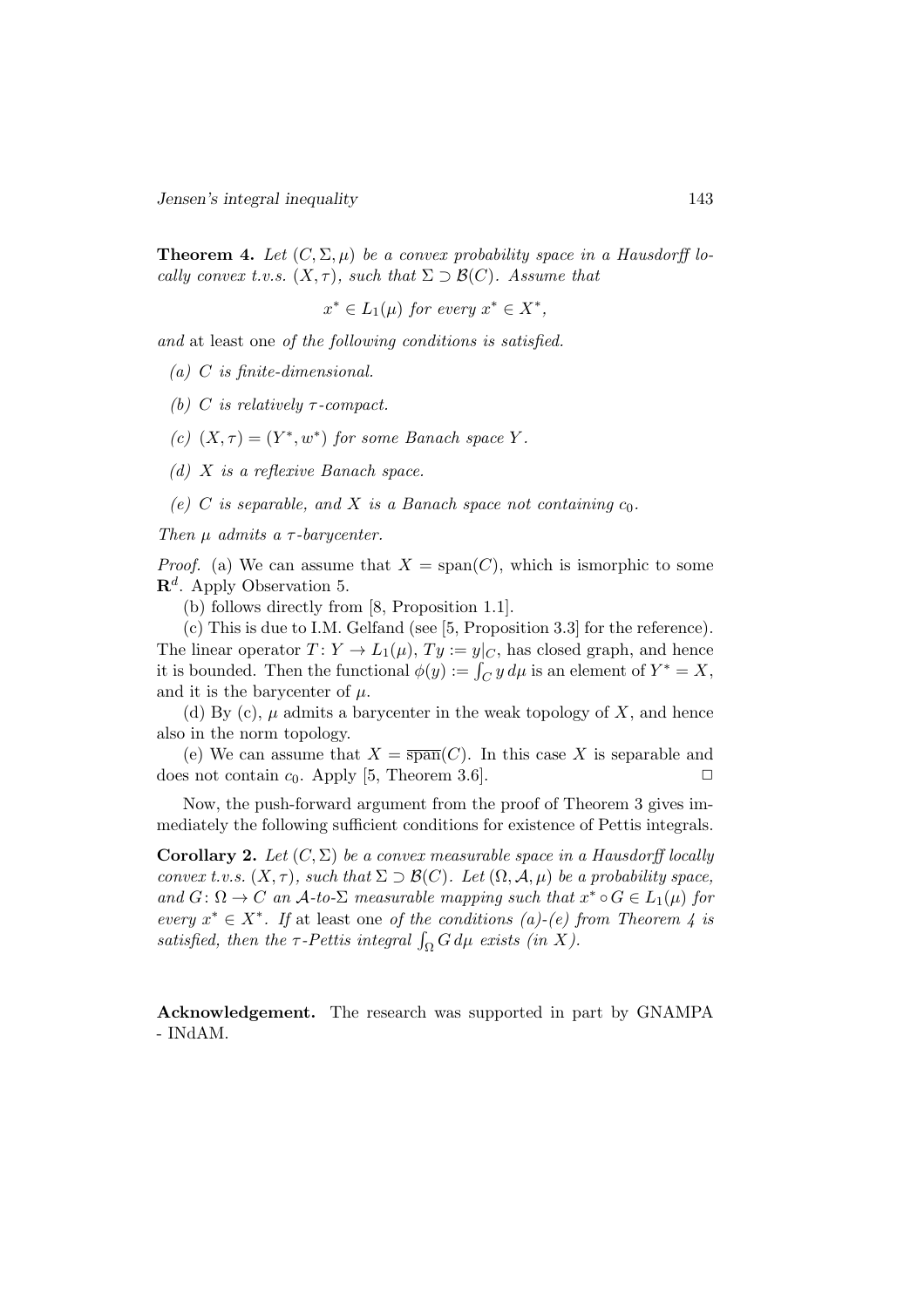**Theorem 4.** *Let $(C, \Sigma, \mu)$ be a convex probability space in a Hausdorff locally convex t.v.s. $(X, \tau)$, such that $\Sigma \supset \mathcal{B}(C)$. Assume that*

$$x^* \in L_1(\mu) \text{ for every } x^* \in X^*,$$

*and* at least one *of the following conditions is satisfied.*

*(a) $C$ is finite-dimensional.*

*(b) $C$ is relatively $\tau$-compact.*

*(c) $(X, \tau) = (Y^*, w^*)$ for some Banach space $Y$.*

*(d) $X$ is a reflexive Banach space.*

*(e) $C$ is separable, and $X$ is a Banach space not containing $c_0$.*

*Then $\mu$ admits a $\tau$-barycenter.*

*Proof.* (a) We can assume that $X = \text{span}(C)$, which is ismorphic to some $\mathbf{R}^d$. Apply Observation 5.

(b) follows directly from [8, Proposition 1.1].

(c) This is due to I.M. Gelfand (see [5, Proposition 3.3] for the reference). The linear operator $T\colon Y \to L_1(\mu)$, $Ty := y|_C$, has closed graph, and hence it is bounded. Then the functional $\phi(y) := \int_C y\, d\mu$ is an element of $Y^* = X$, and it is the barycenter of $\mu$.

(d) By (c), $\mu$ admits a barycenter in the weak topology of $X$, and hence also in the norm topology.

(e) We can assume that $X = \overline{\text{span}}(C)$. In this case $X$ is separable and does not contain $c_0$. Apply [5, Theorem 3.6]. □

Now, the push-forward argument from the proof of Theorem 3 gives immediately the following sufficient conditions for existence of Pettis integrals.

**Corollary 2.** *Let $(C, \Sigma)$ be a convex measurable space in a Hausdorff locally convex t.v.s. $(X, \tau)$, such that $\Sigma \supset \mathcal{B}(C)$. Let $(\Omega, \mathcal{A}, \mu)$ be a probability space, and $G\colon \Omega \to C$ an $\mathcal{A}$-to-$\Sigma$ measurable mapping such that $x^* \circ G \in L_1(\mu)$ for every $x^* \in X^*$. If* at least one *of the conditions (a)-(e) from Theorem 4 is satisfied, then the $\tau$-Pettis integral $\int_\Omega G\, d\mu$ exists (in $X$).*

**Acknowledgement.** The research was supported in part by GNAMPA - INdAM.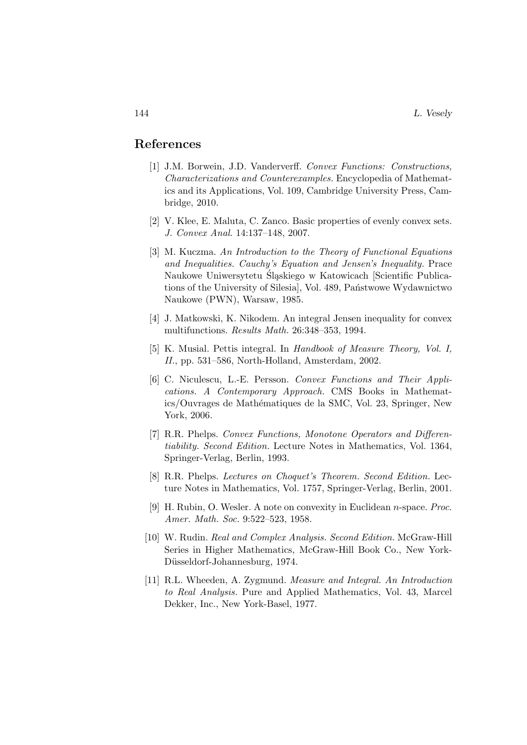## References

[1] J.M. Borwein, J.D. Vanderwerff. *Convex Functions: Constructions, Characterizations and Counterexamples.* Encyclopedia of Mathematics and its Applications, Vol. 109, Cambridge University Press, Cambridge, 2010.

[2] V. Klee, E. Maluta, C. Zanco. Basic properties of evenly convex sets. *J. Convex Anal.* 14:137–148, 2007.

[3] M. Kuczma. *An Introduction to the Theory of Functional Equations and Inequalities. Cauchy's Equation and Jensen's Inequality.* Prace Naukowe Uniwersytetu Śląskiego w Katowicach [Scientific Publications of the University of Silesia], Vol. 489, Państwowe Wydawnictwo Naukowe (PWN), Warsaw, 1985.

[4] J. Matkowski, K. Nikodem. An integral Jensen inequality for convex multifunctions. *Results Math.* 26:348–353, 1994.

[5] K. Musial. Pettis integral. In *Handbook of Measure Theory, Vol. I, II.*, pp. 531–586, North-Holland, Amsterdam, 2002.

[6] C. Niculescu, L.-E. Persson. *Convex Functions and Their Applications. A Contemporary Approach.* CMS Books in Mathematics/Ouvrages de Mathématiques de la SMC, Vol. 23, Springer, New York, 2006.

[7] R.R. Phelps. *Convex Functions, Monotone Operators and Differentiability. Second Edition.* Lecture Notes in Mathematics, Vol. 1364, Springer-Verlag, Berlin, 1993.

[8] R.R. Phelps. *Lectures on Choquet's Theorem. Second Edition.* Lecture Notes in Mathematics, Vol. 1757, Springer-Verlag, Berlin, 2001.

[9] H. Rubin, O. Wesler. A note on convexity in Euclidean $n$-space. *Proc. Amer. Math. Soc.* 9:522–523, 1958.

[10] W. Rudin. *Real and Complex Analysis. Second Edition.* McGraw-Hill Series in Higher Mathematics, McGraw-Hill Book Co., New York-Düsseldorf-Johannesburg, 1974.

[11] R.L. Wheeden, A. Zygmund. *Measure and Integral. An Introduction to Real Analysis.* Pure and Applied Mathematics, Vol. 43, Marcel Dekker, Inc., New York-Basel, 1977.